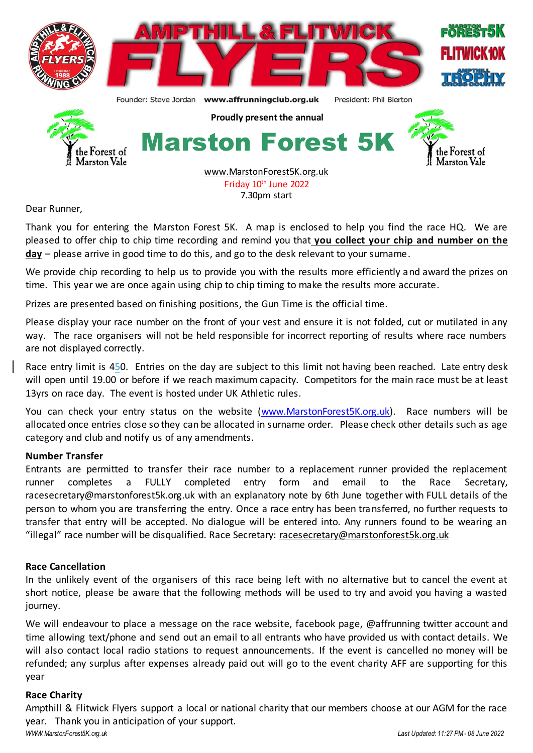AMPTHILL & FLITWICK FLYERS

Founder: Steve Jordan www.affrunningclub.org.uk President: Phil Bierton

Proudly present the annual

# Marston Forest 5K

www.MarstonForest5K.org.uk
Friday 10th June 2022
7.30pm start

Dear Runner,

Thank you for entering the Marston Forest 5K. A map is enclosed to help you find the race HQ. We are pleased to offer chip to chip time recording and remind you that **you collect your chip and number on the day** – please arrive in good time to do this, and go to the desk relevant to your surname.

We provide chip recording to help us to provide you with the results more efficiently and award the prizes on time. This year we are once again using chip to chip timing to make the results more accurate.

Prizes are presented based on finishing positions, the Gun Time is the official time.

Please display your race number on the front of your vest and ensure it is not folded, cut or mutilated in any way. The race organisers will not be held responsible for incorrect reporting of results where race numbers are not displayed correctly.

Race entry limit is 450. Entries on the day are subject to this limit not having been reached. Late entry desk will open until 19.00 or before if we reach maximum capacity. Competitors for the main race must be at least 13yrs on race day. The event is hosted under UK Athletic rules.

You can check your entry status on the website (www.MarstonForest5K.org.uk). Race numbers will be allocated once entries close so they can be allocated in surname order. Please check other details such as age category and club and notify us of any amendments.

**Number Transfer**

Entrants are permitted to transfer their race number to a replacement runner provided the replacement runner completes a FULLY completed entry form and email to the Race Secretary, racesecretary@marstonforest5k.org.uk with an explanatory note by 6th June together with FULL details of the person to whom you are transferring the entry. Once a race entry has been transferred, no further requests to transfer that entry will be accepted. No dialogue will be entered into. Any runners found to be wearing an "illegal" race number will be disqualified. Race Secretary: racesecretary@marstonforest5k.org.uk

**Race Cancellation**

In the unlikely event of the organisers of this race being left with no alternative but to cancel the event at short notice, please be aware that the following methods will be used to try and avoid you having a wasted journey.

We will endeavour to place a message on the race website, facebook page, @affrunning twitter account and time allowing text/phone and send out an email to all entrants who have provided us with contact details. We will also contact local radio stations to request announcements. If the event is cancelled no money will be refunded; any surplus after expenses already paid out will go to the event charity AFF are supporting for this year

**Race Charity**

Ampthill & Flitwick Flyers support a local or national charity that our members choose at our AGM for the race year. Thank you in anticipation of your support.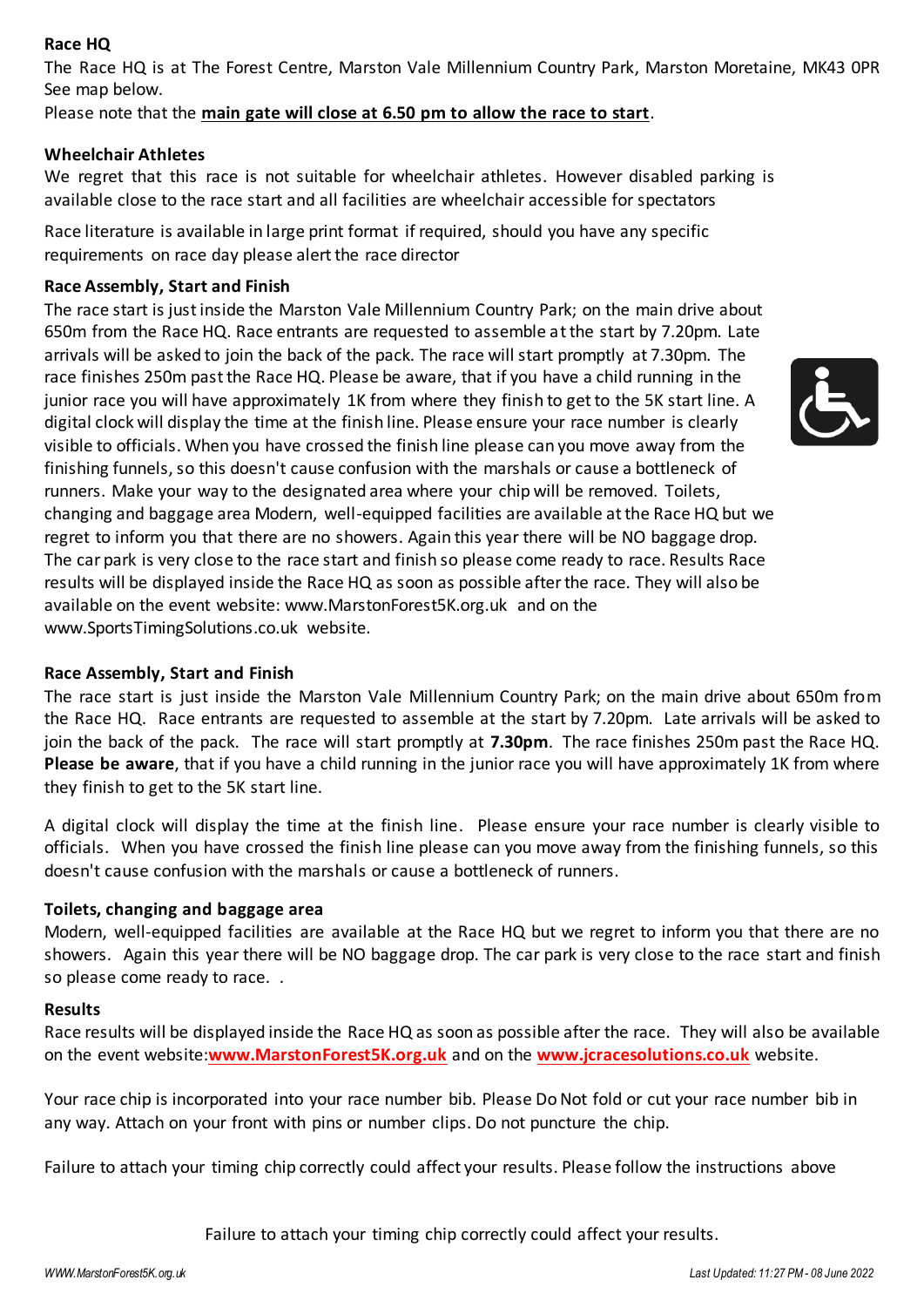**Race HQ**

The Race HQ is at The Forest Centre, Marston Vale Millennium Country Park, Marston Moretaine, MK43 0PR See map below.

Please note that the **main gate will close at 6.50 pm to allow the race to start**.

**Wheelchair Athletes**

We regret that this race is not suitable for wheelchair athletes. However disabled parking is available close to the race start and all facilities are wheelchair accessible for spectators

Race literature is available in large print format if required, should you have any specific requirements on race day please alert the race director

**Race Assembly, Start and Finish**

The race start is just inside the Marston Vale Millennium Country Park; on the main drive about 650m from the Race HQ. Race entrants are requested to assemble at the start by 7.20pm. Late arrivals will be asked to join the back of the pack. The race will start promptly at 7.30pm. The race finishes 250m past the Race HQ. Please be aware, that if you have a child running in the junior race you will have approximately 1K from where they finish to get to the 5K start line. A digital clock will display the time at the finish line. Please ensure your race number is clearly visible to officials. When you have crossed the finish line please can you move away from the finishing funnels, so this doesn't cause confusion with the marshals or cause a bottleneck of runners. Make your way to the designated area where your chip will be removed. Toilets, changing and baggage area Modern, well-equipped facilities are available at the Race HQ but we regret to inform you that there are no showers. Again this year there will be NO baggage drop. The car park is very close to the race start and finish so please come ready to race. Results Race results will be displayed inside the Race HQ as soon as possible after the race. They will also be available on the event website: www.MarstonForest5K.org.uk and on the www.SportsTimingSolutions.co.uk website.

**Race Assembly, Start and Finish**

The race start is just inside the Marston Vale Millennium Country Park; on the main drive about 650m from the Race HQ. Race entrants are requested to assemble at the start by 7.20pm. Late arrivals will be asked to join the back of the pack. The race will start promptly at **7.30pm**. The race finishes 250m past the Race HQ. **Please be aware**, that if you have a child running in the junior race you will have approximately 1K from where they finish to get to the 5K start line.

A digital clock will display the time at the finish line. Please ensure your race number is clearly visible to officials. When you have crossed the finish line please can you move away from the finishing funnels, so this doesn't cause confusion with the marshals or cause a bottleneck of runners.

**Toilets, changing and baggage area**

Modern, well-equipped facilities are available at the Race HQ but we regret to inform you that there are no showers. Again this year there will be NO baggage drop. The car park is very close to the race start and finish so please come ready to race. .

**Results**

Race results will be displayed inside the Race HQ as soon as possible after the race. They will also be available on the event website:**www.MarstonForest5K.org.uk** and on the **www.jcracesolutions.co.uk** website.

Your race chip is incorporated into your race number bib. Please Do Not fold or cut your race number bib in any way. Attach on your front with pins or number clips. Do not puncture the chip.

Failure to attach your timing chip correctly could affect your results. Please follow the instructions above

Failure to attach your timing chip correctly could affect your results.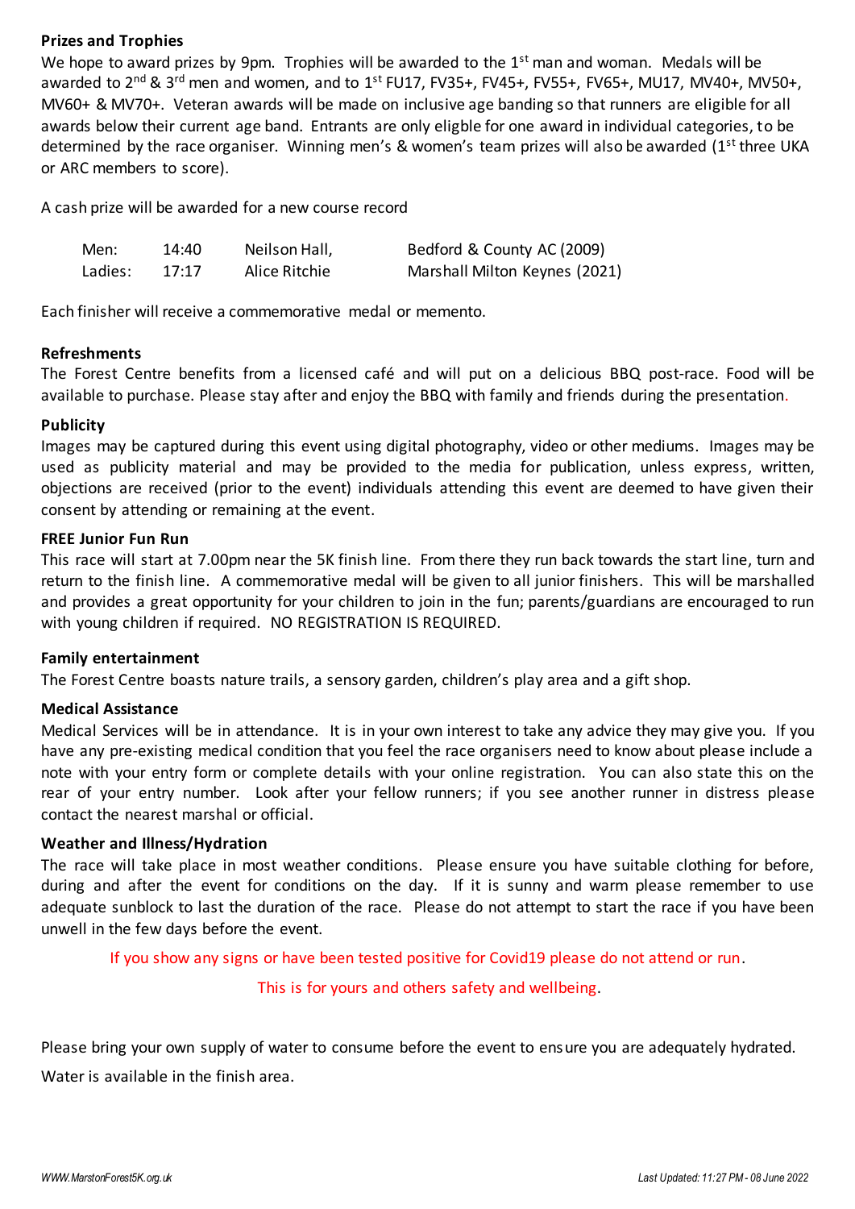**Prizes and Trophies**

We hope to award prizes by 9pm. Trophies will be awarded to the 1st man and woman. Medals will be awarded to 2nd & 3rd men and women, and to 1st FU17, FV35+, FV45+, FV55+, FV65+, MU17, MV40+, MV50+, MV60+ & MV70+. Veteran awards will be made on inclusive age banding so that runners are eligible for all awards below their current age band. Entrants are only eligble for one award in individual categories, to be determined by the race organiser. Winning men's & women's team prizes will also be awarded (1st three UKA or ARC members to score).

A cash prize will be awarded for a new course record

| Men: | 14:40 | Neilson Hall, | Bedford & County AC (2009) |
|---|---|---|---|
| Ladies: | 17:17 | Alice Ritchie | Marshall Milton Keynes (2021) |

Each finisher will receive a commemorative medal or memento.

**Refreshments**

The Forest Centre benefits from a licensed café and will put on a delicious BBQ post-race. Food will be available to purchase. Please stay after and enjoy the BBQ with family and friends during the presentation.

**Publicity**

Images may be captured during this event using digital photography, video or other mediums. Images may be used as publicity material and may be provided to the media for publication, unless express, written, objections are received (prior to the event) individuals attending this event are deemed to have given their consent by attending or remaining at the event.

**FREE Junior Fun Run**

This race will start at 7.00pm near the 5K finish line. From there they run back towards the start line, turn and return to the finish line. A commemorative medal will be given to all junior finishers. This will be marshalled and provides a great opportunity for your children to join in the fun; parents/guardians are encouraged to run with young children if required. NO REGISTRATION IS REQUIRED.

**Family entertainment**

The Forest Centre boasts nature trails, a sensory garden, children's play area and a gift shop.

**Medical Assistance**

Medical Services will be in attendance. It is in your own interest to take any advice they may give you. If you have any pre-existing medical condition that you feel the race organisers need to know about please include a note with your entry form or complete details with your online registration. You can also state this on the rear of your entry number. Look after your fellow runners; if you see another runner in distress please contact the nearest marshal or official.

**Weather and Illness/Hydration**

The race will take place in most weather conditions. Please ensure you have suitable clothing for before, during and after the event for conditions on the day. If it is sunny and warm please remember to use adequate sunblock to last the duration of the race. Please do not attempt to start the race if you have been unwell in the few days before the event.

If you show any signs or have been tested positive for Covid19 please do not attend or run.

This is for yours and others safety and wellbeing.

Please bring your own supply of water to consume before the event to ensure you are adequately hydrated.

Water is available in the finish area.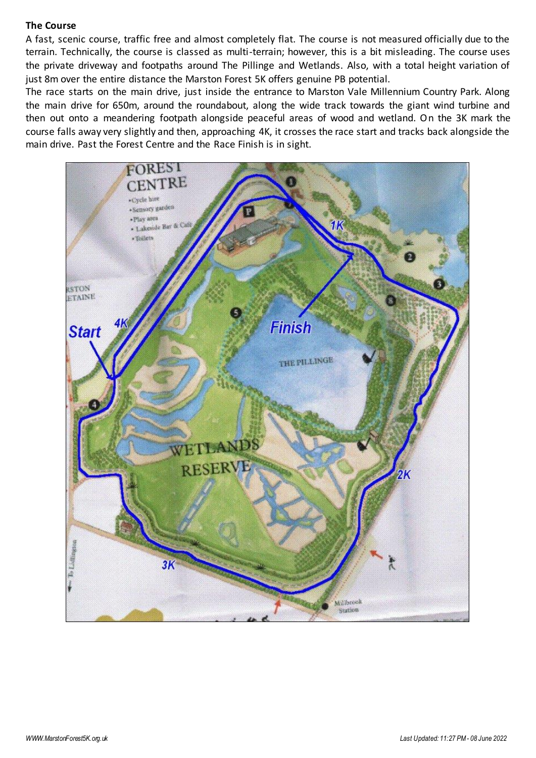**The Course**

A fast, scenic course, traffic free and almost completely flat. The course is not measured officially due to the terrain. Technically, the course is classed as multi-terrain; however, this is a bit misleading. The course uses the private driveway and footpaths around The Pillinge and Wetlands. Also, with a total height variation of just 8m over the entire distance the Marston Forest 5K offers genuine PB potential.

The race starts on the main drive, just inside the entrance to Marston Vale Millennium Country Park. Along the main drive for 650m, around the roundabout, along the wide track towards the giant wind turbine and then out onto a meandering footpath alongside peaceful areas of wood and wetland. On the 3K mark the course falls away very slightly and then, approaching 4K, it crosses the race start and tracks back alongside the main drive. Past the Forest Centre and the Race Finish is in sight.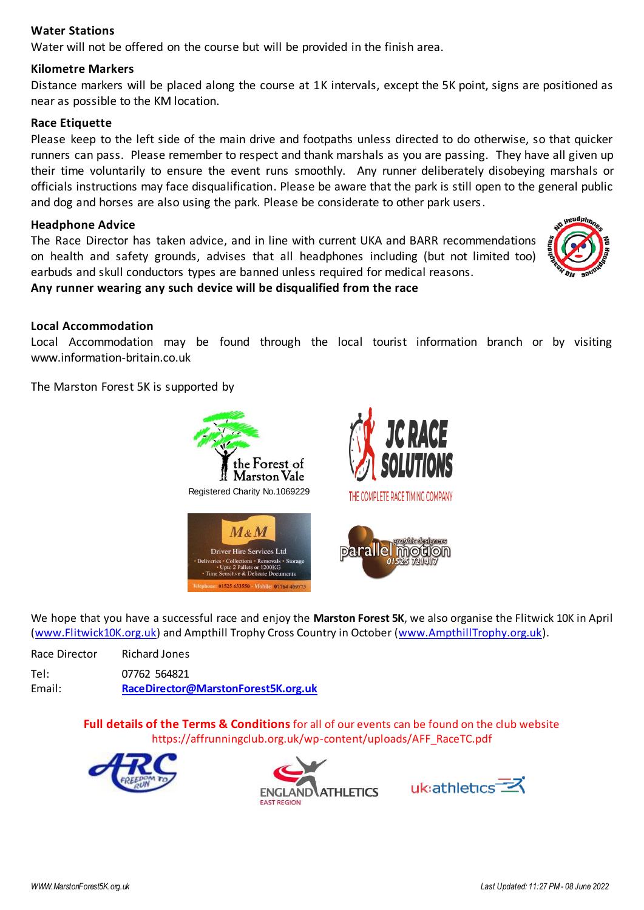**Water Stations**

Water will not be offered on the course but will be provided in the finish area.

**Kilometre Markers**

Distance markers will be placed along the course at 1K intervals, except the 5K point, signs are positioned as near as possible to the KM location.

**Race Etiquette**

Please keep to the left side of the main drive and footpaths unless directed to do otherwise, so that quicker runners can pass. Please remember to respect and thank marshals as you are passing. They have all given up their time voluntarily to ensure the event runs smoothly. Any runner deliberately disobeying marshals or officials instructions may face disqualification. Please be aware that the park is still open to the general public and dog and horses are also using the park. Please be considerate to other park users.

**Headphone Advice**

The Race Director has taken advice, and in line with current UKA and BARR recommendations on health and safety grounds, advises that all headphones including (but not limited too) earbuds and skull conductors types are banned unless required for medical reasons.

**Any runner wearing any such device will be disqualified from the race**

**Local Accommodation**

Local Accommodation may be found through the local tourist information branch or by visiting www.information-britain.co.uk

The Marston Forest 5K is supported by

the Forest of Marston Vale
Registered Charity No.1069229

JC RACE SOLUTIONS
THE COMPLETE RACE TIMING COMPANY

M&M
Driver Hire Services Ltd
• Deliveries • Collections • Removals • Storage
• Upto 2 Pallets or 1200KG
• Time Sensitive & Delicate Documents
Telephone: 01525 633550 • Mobile: 07764 409773

parallel motion
graphic designers
01525 721417

We hope that you have a successful race and enjoy the **Marston Forest 5K**, we also organise the Flitwick 10K in April (www.Flitwick10K.org.uk) and Ampthill Trophy Cross Country in October (www.AmpthillTrophy.org.uk).

| | |
|---|---|
| Race Director | Richard Jones |
| Tel: | 07762 564821 |
| Email: | **RaceDirector@MarstonForest5K.org.uk** |

**Full details of the Terms & Conditions** for all of our events can be found on the club website https://affrunningclub.org.uk/wp-content/uploads/AFF_RaceTC.pdf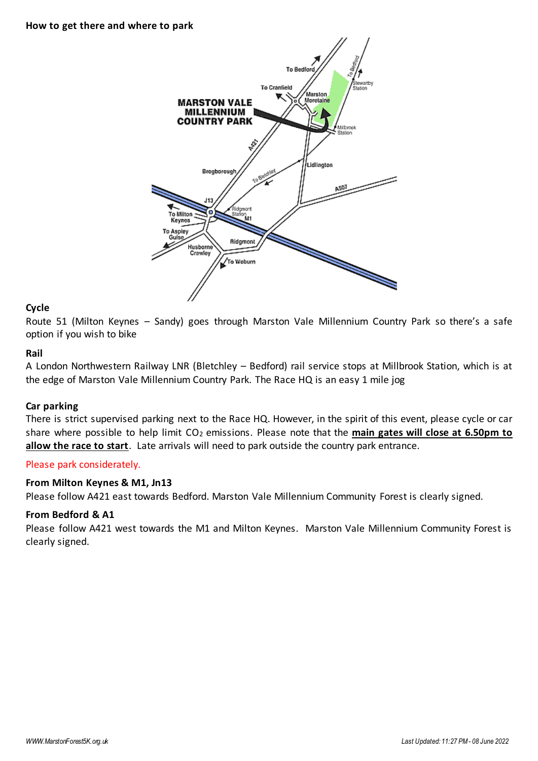**How to get there and where to park**

MARSTON VALE MILLENNIUM COUNTRY PARK

To Bedford

To Cranfield

Marston Moretaine

To Bedford

Stewartby Station

Millbrook Station

A421

Lidlington

Brogborough

To Bletchley

A507

J13

To Milton Keynes

Ridgmont Station

M1

To Aspley Guise

Ridgmont

Husborne Crawley

To Woburn

**Cycle**

Route 51 (Milton Keynes – Sandy) goes through Marston Vale Millennium Country Park so there's a safe option if you wish to bike

**Rail**

A London Northwestern Railway LNR (Bletchley – Bedford) rail service stops at Millbrook Station, which is at the edge of Marston Vale Millennium Country Park. The Race HQ is an easy 1 mile jog

**Car parking**

There is strict supervised parking next to the Race HQ. However, in the spirit of this event, please cycle or car share where possible to help limit $CO_2$ emissions. Please note that the **main gates will close at 6.50pm to allow the race to start**. Late arrivals will need to park outside the country park entrance.

Please park considerately.

**From Milton Keynes & M1, Jn13**

Please follow A421 east towards Bedford. Marston Vale Millennium Community Forest is clearly signed.

**From Bedford & A1**

Please follow A421 west towards the M1 and Milton Keynes. Marston Vale Millennium Community Forest is clearly signed.